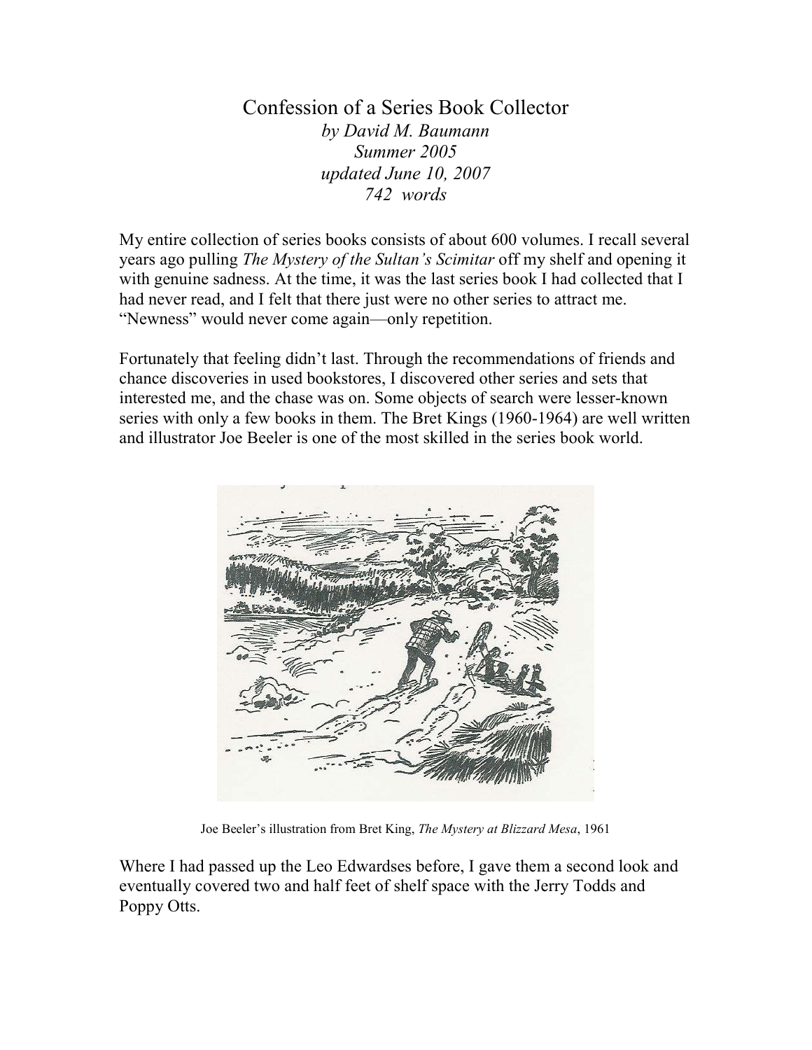# Confession of a Series Book Collector

*by David M. Baumann*
*Summer 2005*
*updated June 10, 2007*
*742 words*

My entire collection of series books consists of about 600 volumes. I recall several years ago pulling *The Mystery of the Sultan's Scimitar* off my shelf and opening it with genuine sadness. At the time, it was the last series book I had collected that I had never read, and I felt that there just were no other series to attract me. "Newness" would never come again—only repetition.

Fortunately that feeling didn't last. Through the recommendations of friends and chance discoveries in used bookstores, I discovered other series and sets that interested me, and the chase was on. Some objects of search were lesser-known series with only a few books in them. The Bret Kings (1960-1964) are well written and illustrator Joe Beeler is one of the most skilled in the series book world.

Joe Beeler's illustration from Bret King, *The Mystery at Blizzard Mesa*, 1961

Where I had passed up the Leo Edwardses before, I gave them a second look and eventually covered two and half feet of shelf space with the Jerry Todds and Poppy Otts.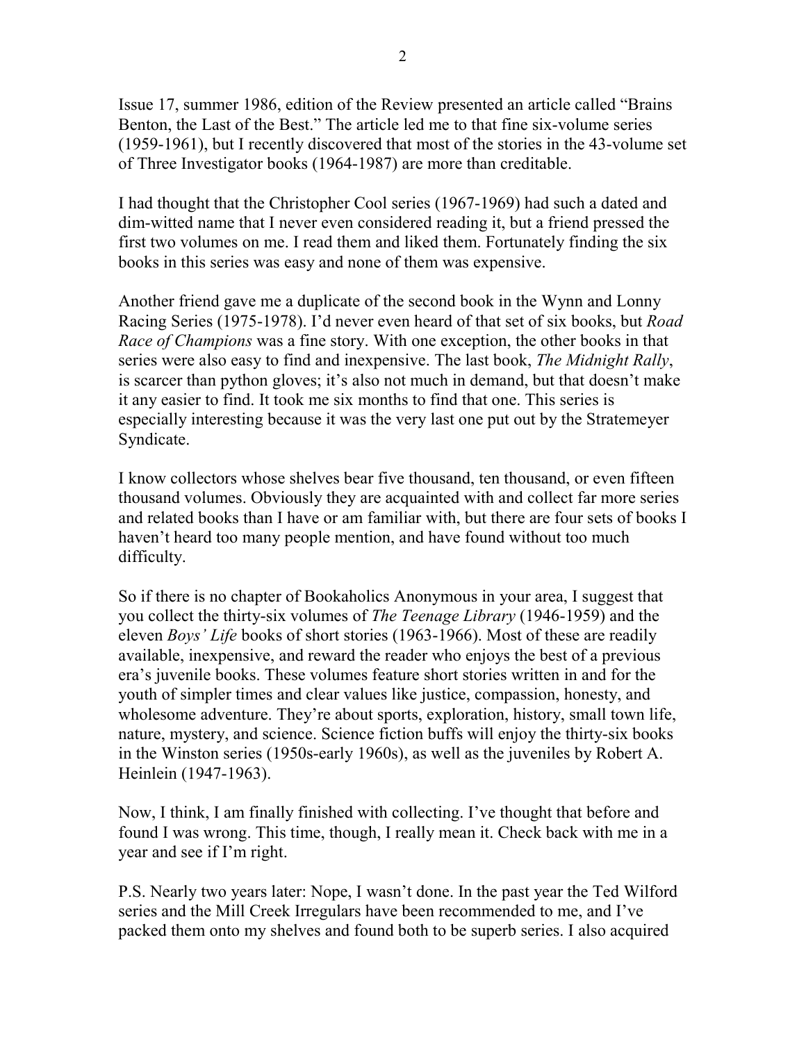Issue 17, summer 1986, edition of the Review presented an article called "Brains Benton, the Last of the Best." The article led me to that fine six-volume series (1959-1961), but I recently discovered that most of the stories in the 43-volume set of Three Investigator books (1964-1987) are more than creditable.

I had thought that the Christopher Cool series (1967-1969) had such a dated and dim-witted name that I never even considered reading it, but a friend pressed the first two volumes on me. I read them and liked them. Fortunately finding the six books in this series was easy and none of them was expensive.

Another friend gave me a duplicate of the second book in the Wynn and Lonny Racing Series (1975-1978). I'd never even heard of that set of six books, but *Road Race of Champions* was a fine story. With one exception, the other books in that series were also easy to find and inexpensive. The last book, *The Midnight Rally*, is scarcer than python gloves; it's also not much in demand, but that doesn't make it any easier to find. It took me six months to find that one. This series is especially interesting because it was the very last one put out by the Stratemeyer Syndicate.

I know collectors whose shelves bear five thousand, ten thousand, or even fifteen thousand volumes. Obviously they are acquainted with and collect far more series and related books than I have or am familiar with, but there are four sets of books I haven't heard too many people mention, and have found without too much difficulty.

So if there is no chapter of Bookaholics Anonymous in your area, I suggest that you collect the thirty-six volumes of *The Teenage Library* (1946-1959) and the eleven *Boys' Life* books of short stories (1963-1966). Most of these are readily available, inexpensive, and reward the reader who enjoys the best of a previous era's juvenile books. These volumes feature short stories written in and for the youth of simpler times and clear values like justice, compassion, honesty, and wholesome adventure. They're about sports, exploration, history, small town life, nature, mystery, and science. Science fiction buffs will enjoy the thirty-six books in the Winston series (1950s-early 1960s), as well as the juveniles by Robert A. Heinlein (1947-1963).

Now, I think, I am finally finished with collecting. I've thought that before and found I was wrong. This time, though, I really mean it. Check back with me in a year and see if I'm right.

P.S. Nearly two years later: Nope, I wasn't done. In the past year the Ted Wilford series and the Mill Creek Irregulars have been recommended to me, and I've packed them onto my shelves and found both to be superb series. I also acquired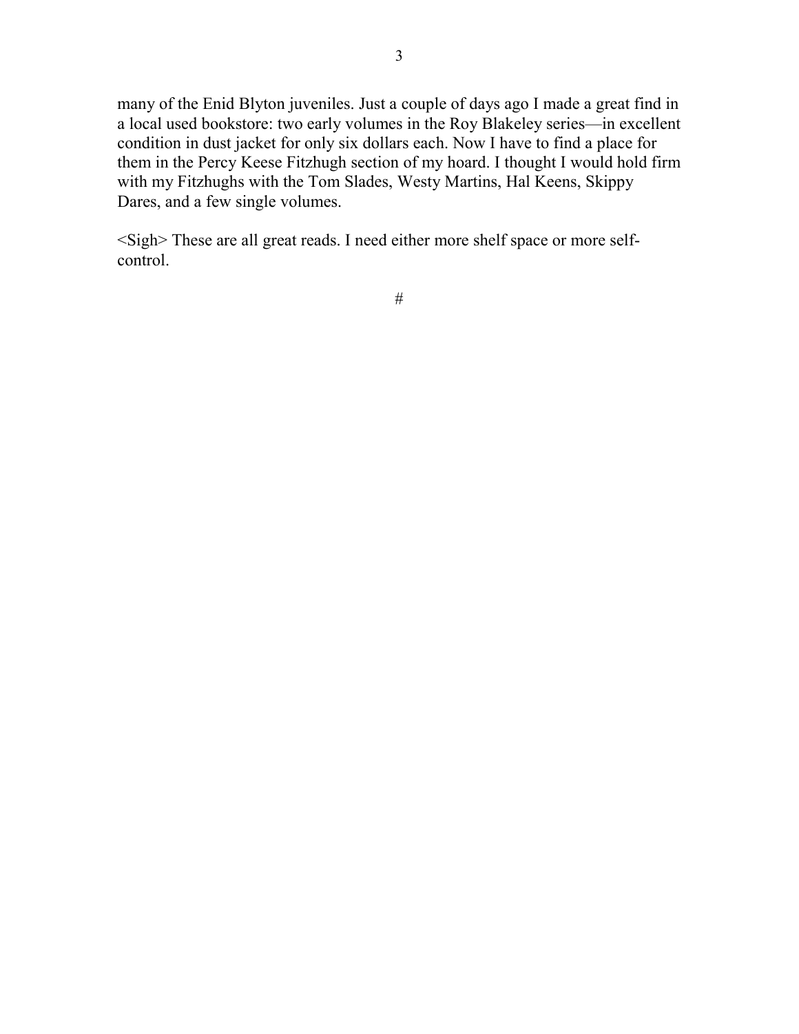many of the Enid Blyton juveniles. Just a couple of days ago I made a great find in a local used bookstore: two early volumes in the Roy Blakeley series—in excellent condition in dust jacket for only six dollars each. Now I have to find a place for them in the Percy Keese Fitzhugh section of my hoard. I thought I would hold firm with my Fitzhughs with the Tom Slades, Westy Martins, Hal Keens, Skippy Dares, and a few single volumes.

<Sigh> These are all great reads. I need either more shelf space or more self-control.

#